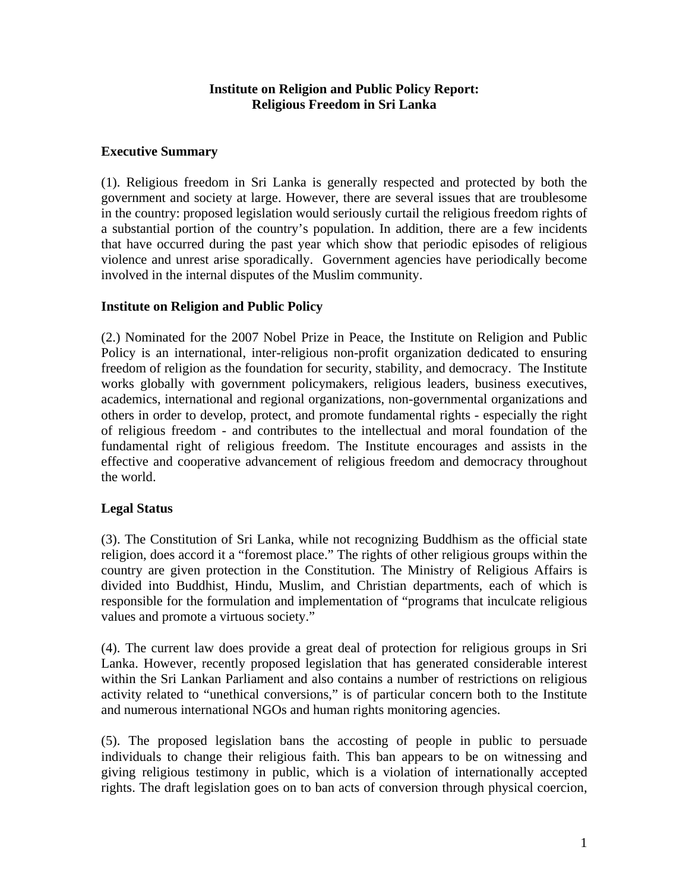**Institute on Religion and Public Policy Report:
Religious Freedom in Sri Lanka**

## Executive Summary

(1). Religious freedom in Sri Lanka is generally respected and protected by both the government and society at large. However, there are several issues that are troublesome in the country: proposed legislation would seriously curtail the religious freedom rights of a substantial portion of the country's population. In addition, there are a few incidents that have occurred during the past year which show that periodic episodes of religious violence and unrest arise sporadically. Government agencies have periodically become involved in the internal disputes of the Muslim community.

## Institute on Religion and Public Policy

(2.) Nominated for the 2007 Nobel Prize in Peace, the Institute on Religion and Public Policy is an international, inter-religious non-profit organization dedicated to ensuring freedom of religion as the foundation for security, stability, and democracy. The Institute works globally with government policymakers, religious leaders, business executives, academics, international and regional organizations, non-governmental organizations and others in order to develop, protect, and promote fundamental rights - especially the right of religious freedom - and contributes to the intellectual and moral foundation of the fundamental right of religious freedom. The Institute encourages and assists in the effective and cooperative advancement of religious freedom and democracy throughout the world.

## Legal Status

(3). The Constitution of Sri Lanka, while not recognizing Buddhism as the official state religion, does accord it a "foremost place." The rights of other religious groups within the country are given protection in the Constitution. The Ministry of Religious Affairs is divided into Buddhist, Hindu, Muslim, and Christian departments, each of which is responsible for the formulation and implementation of "programs that inculcate religious values and promote a virtuous society."

(4). The current law does provide a great deal of protection for religious groups in Sri Lanka. However, recently proposed legislation that has generated considerable interest within the Sri Lankan Parliament and also contains a number of restrictions on religious activity related to "unethical conversions," is of particular concern both to the Institute and numerous international NGOs and human rights monitoring agencies.

(5). The proposed legislation bans the accosting of people in public to persuade individuals to change their religious faith. This ban appears to be on witnessing and giving religious testimony in public, which is a violation of internationally accepted rights. The draft legislation goes on to ban acts of conversion through physical coercion,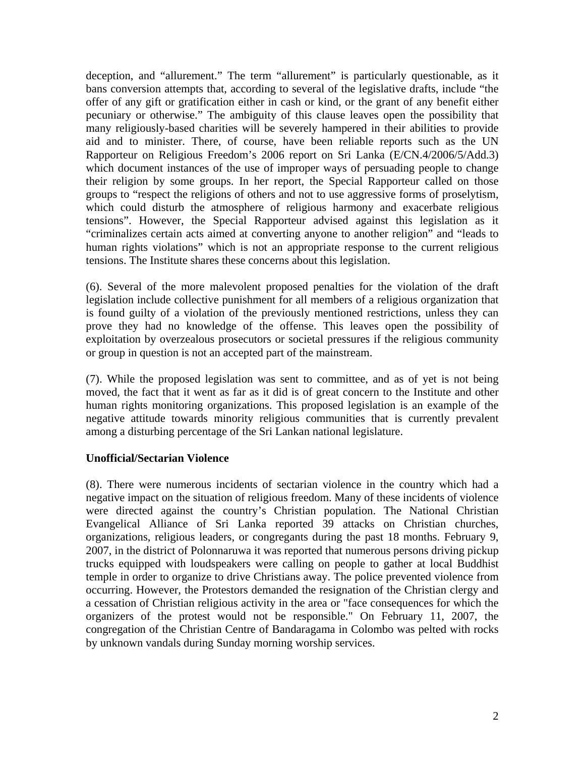deception, and "allurement." The term "allurement" is particularly questionable, as it bans conversion attempts that, according to several of the legislative drafts, include "the offer of any gift or gratification either in cash or kind, or the grant of any benefit either pecuniary or otherwise." The ambiguity of this clause leaves open the possibility that many religiously-based charities will be severely hampered in their abilities to provide aid and to minister. There, of course, have been reliable reports such as the UN Rapporteur on Religious Freedom's 2006 report on Sri Lanka (E/CN.4/2006/5/Add.3) which document instances of the use of improper ways of persuading people to change their religion by some groups. In her report, the Special Rapporteur called on those groups to "respect the religions of others and not to use aggressive forms of proselytism, which could disturb the atmosphere of religious harmony and exacerbate religious tensions". However, the Special Rapporteur advised against this legislation as it "criminalizes certain acts aimed at converting anyone to another religion" and "leads to human rights violations" which is not an appropriate response to the current religious tensions. The Institute shares these concerns about this legislation.

(6). Several of the more malevolent proposed penalties for the violation of the draft legislation include collective punishment for all members of a religious organization that is found guilty of a violation of the previously mentioned restrictions, unless they can prove they had no knowledge of the offense. This leaves open the possibility of exploitation by overzealous prosecutors or societal pressures if the religious community or group in question is not an accepted part of the mainstream.

(7). While the proposed legislation was sent to committee, and as of yet is not being moved, the fact that it went as far as it did is of great concern to the Institute and other human rights monitoring organizations. This proposed legislation is an example of the negative attitude towards minority religious communities that is currently prevalent among a disturbing percentage of the Sri Lankan national legislature.

**Unofficial/Sectarian Violence**

(8). There were numerous incidents of sectarian violence in the country which had a negative impact on the situation of religious freedom. Many of these incidents of violence were directed against the country's Christian population. The National Christian Evangelical Alliance of Sri Lanka reported 39 attacks on Christian churches, organizations, religious leaders, or congregants during the past 18 months. February 9, 2007, in the district of Polonnaruwa it was reported that numerous persons driving pickup trucks equipped with loudspeakers were calling on people to gather at local Buddhist temple in order to organize to drive Christians away. The police prevented violence from occurring. However, the Protestors demanded the resignation of the Christian clergy and a cessation of Christian religious activity in the area or "face consequences for which the organizers of the protest would not be responsible." On February 11, 2007, the congregation of the Christian Centre of Bandaragama in Colombo was pelted with rocks by unknown vandals during Sunday morning worship services.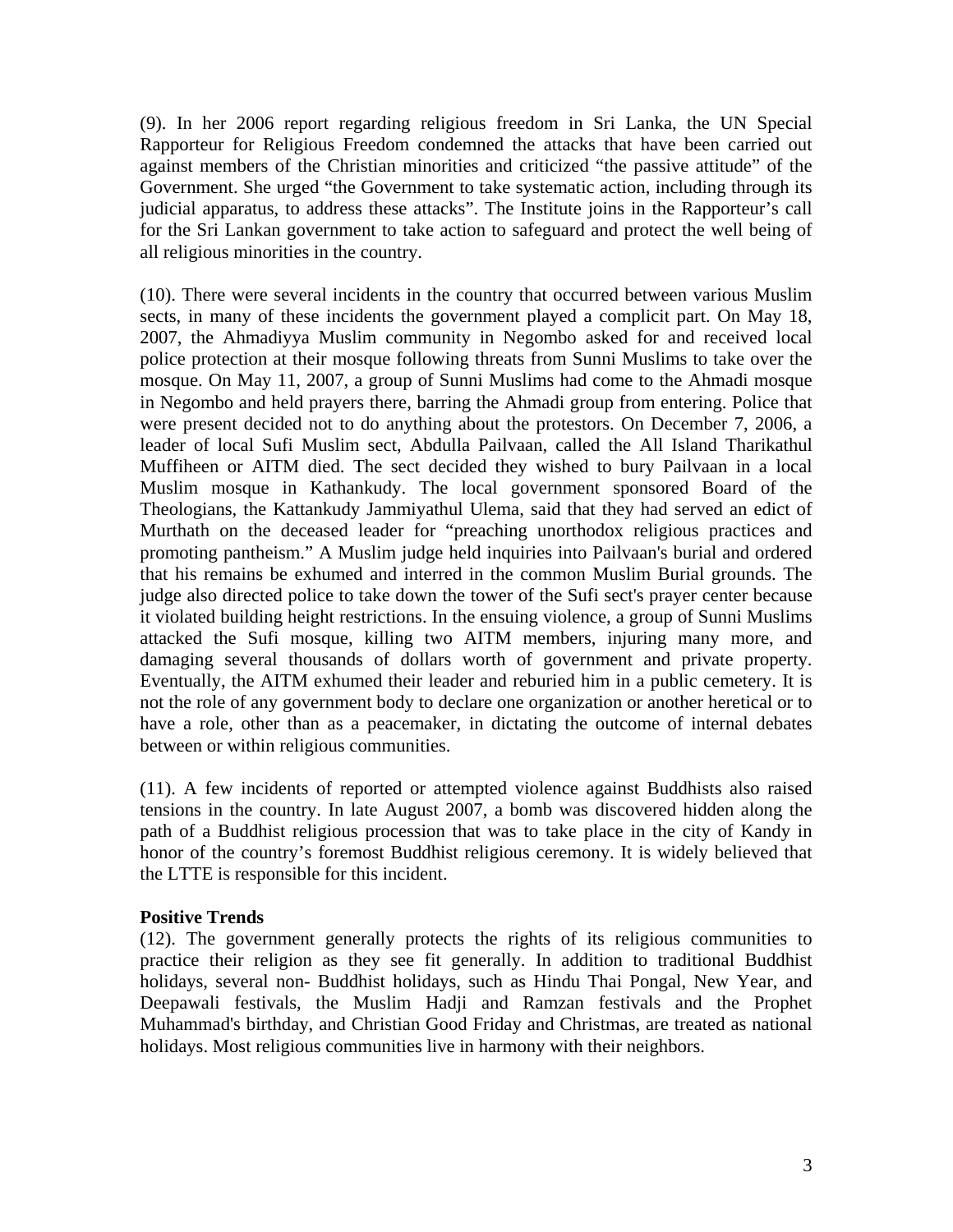(9). In her 2006 report regarding religious freedom in Sri Lanka, the UN Special Rapporteur for Religious Freedom condemned the attacks that have been carried out against members of the Christian minorities and criticized "the passive attitude" of the Government. She urged "the Government to take systematic action, including through its judicial apparatus, to address these attacks". The Institute joins in the Rapporteur's call for the Sri Lankan government to take action to safeguard and protect the well being of all religious minorities in the country.

(10). There were several incidents in the country that occurred between various Muslim sects, in many of these incidents the government played a complicit part. On May 18, 2007, the Ahmadiyya Muslim community in Negombo asked for and received local police protection at their mosque following threats from Sunni Muslims to take over the mosque. On May 11, 2007, a group of Sunni Muslims had come to the Ahmadi mosque in Negombo and held prayers there, barring the Ahmadi group from entering. Police that were present decided not to do anything about the protestors. On December 7, 2006, a leader of local Sufi Muslim sect, Abdulla Pailvaan, called the All Island Tharikathul Muffiheen or AITM died. The sect decided they wished to bury Pailvaan in a local Muslim mosque in Kathankudy. The local government sponsored Board of the Theologians, the Kattankudy Jammiyathul Ulema, said that they had served an edict of Murthath on the deceased leader for "preaching unorthodox religious practices and promoting pantheism." A Muslim judge held inquiries into Pailvaan's burial and ordered that his remains be exhumed and interred in the common Muslim Burial grounds. The judge also directed police to take down the tower of the Sufi sect's prayer center because it violated building height restrictions. In the ensuing violence, a group of Sunni Muslims attacked the Sufi mosque, killing two AITM members, injuring many more, and damaging several thousands of dollars worth of government and private property. Eventually, the AITM exhumed their leader and reburied him in a public cemetery. It is not the role of any government body to declare one organization or another heretical or to have a role, other than as a peacemaker, in dictating the outcome of internal debates between or within religious communities.

(11). A few incidents of reported or attempted violence against Buddhists also raised tensions in the country. In late August 2007, a bomb was discovered hidden along the path of a Buddhist religious procession that was to take place in the city of Kandy in honor of the country's foremost Buddhist religious ceremony. It is widely believed that the LTTE is responsible for this incident.

**Positive Trends**

(12). The government generally protects the rights of its religious communities to practice their religion as they see fit generally. In addition to traditional Buddhist holidays, several non- Buddhist holidays, such as Hindu Thai Pongal, New Year, and Deepawali festivals, the Muslim Hadji and Ramzan festivals and the Prophet Muhammad's birthday, and Christian Good Friday and Christmas, are treated as national holidays. Most religious communities live in harmony with their neighbors.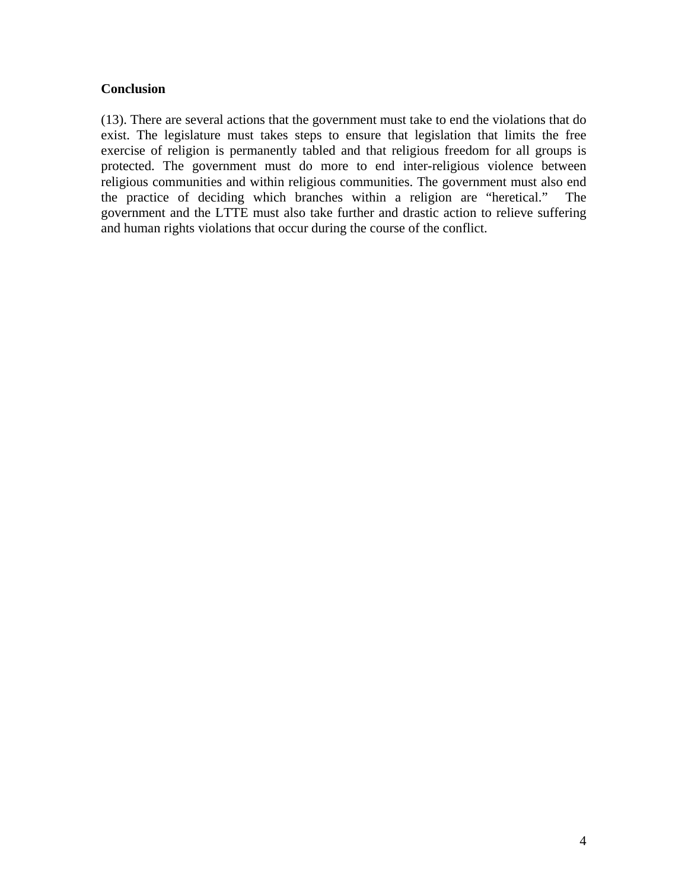**Conclusion**

(13). There are several actions that the government must take to end the violations that do exist. The legislature must takes steps to ensure that legislation that limits the free exercise of religion is permanently tabled and that religious freedom for all groups is protected. The government must do more to end inter-religious violence between religious communities and within religious communities. The government must also end the practice of deciding which branches within a religion are "heretical." The government and the LTTE must also take further and drastic action to relieve suffering and human rights violations that occur during the course of the conflict.